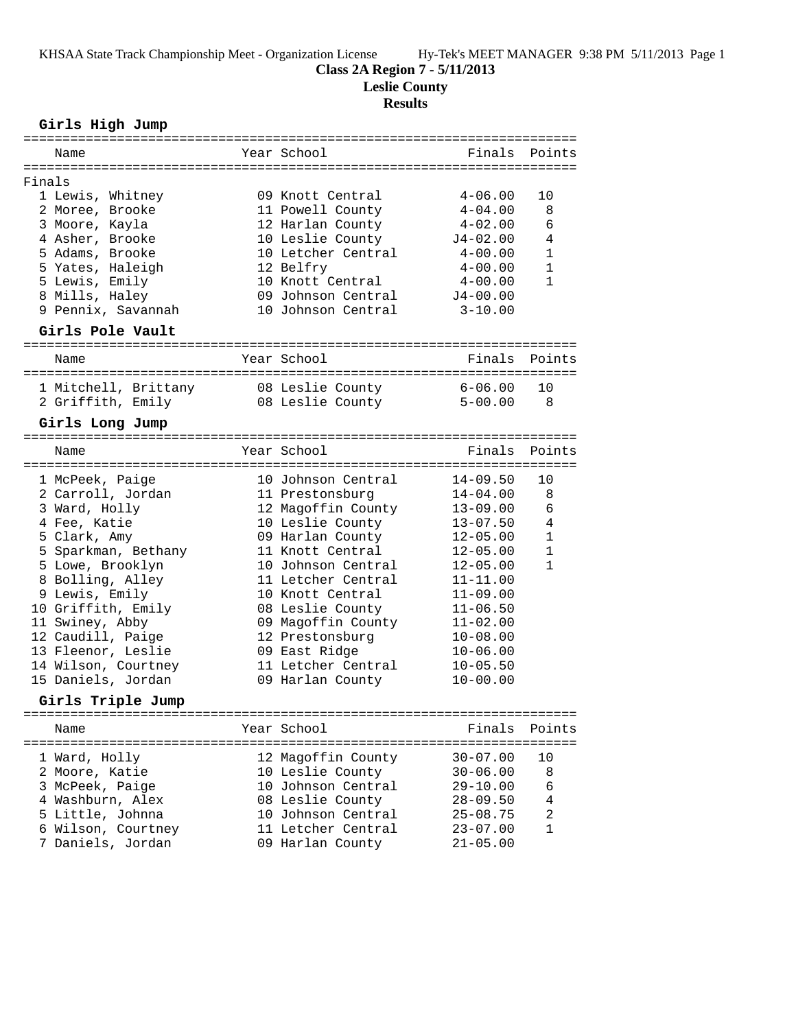KHSAA State Track Championship Meet - Organization License    Hy-Tek's MEET MANAGER 9:38 PM 5/11/2013 Page 1

# Class 2A Region 7 - 5/11/2013

## Leslie County

## Results

### Girls High Jump

| | Name | Year | School | Finals | Points |
|---|---|---|---|---|---|
| **Finals** | | | | | |
| 1 | Lewis, Whitney | 09 | Knott Central | 4-06.00 | 10 |
| 2 | Moree, Brooke | 11 | Powell County | 4-04.00 | 8 |
| 3 | Moore, Kayla | 12 | Harlan County | 4-02.00 | 6 |
| 4 | Asher, Brooke | 10 | Leslie County | J4-02.00 | 4 |
| 5 | Adams, Brooke | 10 | Letcher Central | 4-00.00 | 1 |
| 5 | Yates, Haleigh | 12 | Belfry | 4-00.00 | 1 |
| 5 | Lewis, Emily | 10 | Knott Central | 4-00.00 | 1 |
| 8 | Mills, Haley | 09 | Johnson Central | J4-00.00 | |
| 9 | Pennix, Savannah | 10 | Johnson Central | 3-10.00 | |

### Girls Pole Vault

| | Name | Year | School | Finals | Points |
|---|---|---|---|---|---|
| 1 | Mitchell, Brittany | 08 | Leslie County | 6-06.00 | 10 |
| 2 | Griffith, Emily | 08 | Leslie County | 5-00.00 | 8 |

### Girls Long Jump

| | Name | Year | School | Finals | Points |
|---|---|---|---|---|---|
| 1 | McPeek, Paige | 10 | Johnson Central | 14-09.50 | 10 |
| 2 | Carroll, Jordan | 11 | Prestonsburg | 14-04.00 | 8 |
| 3 | Ward, Holly | 12 | Magoffin County | 13-09.00 | 6 |
| 4 | Fee, Katie | 10 | Leslie County | 13-07.50 | 4 |
| 5 | Clark, Amy | 09 | Harlan County | 12-05.00 | 1 |
| 5 | Sparkman, Bethany | 11 | Knott Central | 12-05.00 | 1 |
| 5 | Lowe, Brooklyn | 10 | Johnson Central | 12-05.00 | 1 |
| 8 | Bolling, Alley | 11 | Letcher Central | 11-11.00 | |
| 9 | Lewis, Emily | 10 | Knott Central | 11-09.00 | |
| 10 | Griffith, Emily | 08 | Leslie County | 11-06.50 | |
| 11 | Swiney, Abby | 09 | Magoffin County | 11-02.00 | |
| 12 | Caudill, Paige | 12 | Prestonsburg | 10-08.00 | |
| 13 | Fleenor, Leslie | 09 | East Ridge | 10-06.00 | |
| 14 | Wilson, Courtney | 11 | Letcher Central | 10-05.50 | |
| 15 | Daniels, Jordan | 09 | Harlan County | 10-00.00 | |

### Girls Triple Jump

| | Name | Year | School | Finals | Points |
|---|---|---|---|---|---|
| 1 | Ward, Holly | 12 | Magoffin County | 30-07.00 | 10 |
| 2 | Moore, Katie | 10 | Leslie County | 30-06.00 | 8 |
| 3 | McPeek, Paige | 10 | Johnson Central | 29-10.00 | 6 |
| 4 | Washburn, Alex | 08 | Leslie County | 28-09.50 | 4 |
| 5 | Little, Johnna | 10 | Johnson Central | 25-08.75 | 2 |
| 6 | Wilson, Courtney | 11 | Letcher Central | 23-07.00 | 1 |
| 7 | Daniels, Jordan | 09 | Harlan County | 21-05.00 | |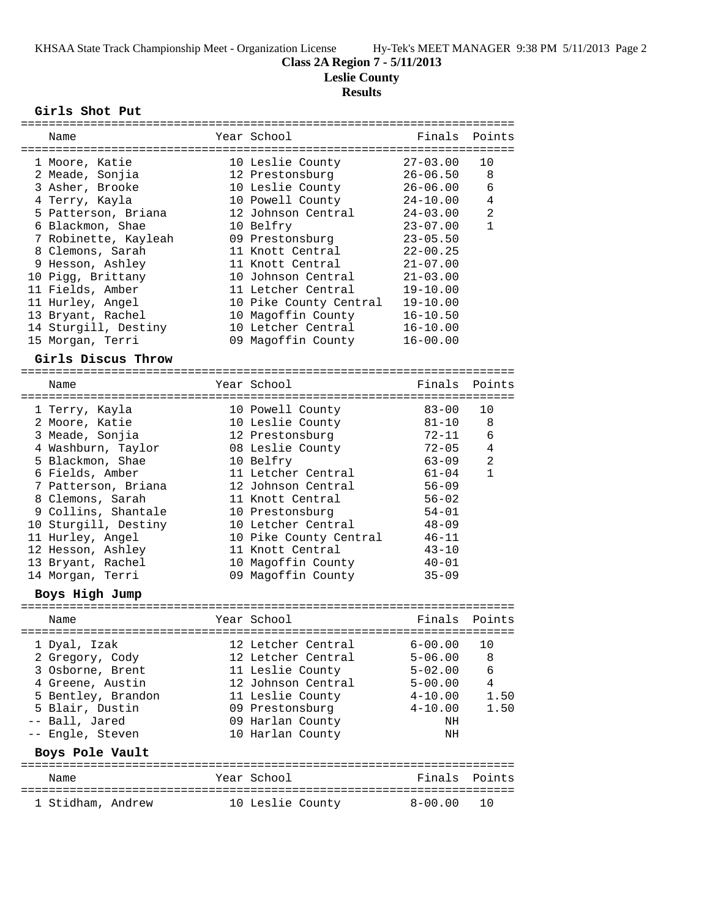**Class 2A Region 7 - 5/11/2013**
**Leslie County**
**Results**

### Girls Shot Put

| Place | Name | Year | School | Finals | Points |
|---|---|---|---|---|---|
| 1 | Moore, Katie | 10 | Leslie County | 27-03.00 | 10 |
| 2 | Meade, Sonjia | 12 | Prestonsburg | 26-06.50 | 8 |
| 3 | Asher, Brooke | 10 | Leslie County | 26-06.00 | 6 |
| 4 | Terry, Kayla | 10 | Powell County | 24-10.00 | 4 |
| 5 | Patterson, Briana | 12 | Johnson Central | 24-03.00 | 2 |
| 6 | Blackmon, Shae | 10 | Belfry | 23-07.00 | 1 |
| 7 | Robinette, Kayleah | 09 | Prestonsburg | 23-05.50 | |
| 8 | Clemons, Sarah | 11 | Knott Central | 22-00.25 | |
| 9 | Hesson, Ashley | 11 | Knott Central | 21-07.00 | |
| 10 | Pigg, Brittany | 10 | Johnson Central | 21-03.00 | |
| 11 | Fields, Amber | 11 | Letcher Central | 19-10.00 | |
| 11 | Hurley, Angel | 10 | Pike County Central | 19-10.00 | |
| 13 | Bryant, Rachel | 10 | Magoffin County | 16-10.50 | |
| 14 | Sturgill, Destiny | 10 | Letcher Central | 16-10.00 | |
| 15 | Morgan, Terri | 09 | Magoffin County | 16-00.00 | |

### Girls Discus Throw

| Place | Name | Year | School | Finals | Points |
|---|---|---|---|---|---|
| 1 | Terry, Kayla | 10 | Powell County | 83-00 | 10 |
| 2 | Moore, Katie | 10 | Leslie County | 81-10 | 8 |
| 3 | Meade, Sonjia | 12 | Prestonsburg | 72-11 | 6 |
| 4 | Washburn, Taylor | 08 | Leslie County | 72-05 | 4 |
| 5 | Blackmon, Shae | 10 | Belfry | 63-09 | 2 |
| 6 | Fields, Amber | 11 | Letcher Central | 61-04 | 1 |
| 7 | Patterson, Briana | 12 | Johnson Central | 56-09 | |
| 8 | Clemons, Sarah | 11 | Knott Central | 56-02 | |
| 9 | Collins, Shantale | 10 | Prestonsburg | 54-01 | |
| 10 | Sturgill, Destiny | 10 | Letcher Central | 48-09 | |
| 11 | Hurley, Angel | 10 | Pike County Central | 46-11 | |
| 12 | Hesson, Ashley | 11 | Knott Central | 43-10 | |
| 13 | Bryant, Rachel | 10 | Magoffin County | 40-01 | |
| 14 | Morgan, Terri | 09 | Magoffin County | 35-09 | |

### Boys High Jump

| Place | Name | Year | School | Finals | Points |
|---|---|---|---|---|---|
| 1 | Dyal, Izak | 12 | Letcher Central | 6-00.00 | 10 |
| 2 | Gregory, Cody | 12 | Letcher Central | 5-06.00 | 8 |
| 3 | Osborne, Brent | 11 | Leslie County | 5-02.00 | 6 |
| 4 | Greene, Austin | 12 | Johnson Central | 5-00.00 | 4 |
| 5 | Bentley, Brandon | 11 | Leslie County | 4-10.00 | 1.50 |
| 5 | Blair, Dustin | 09 | Prestonsburg | 4-10.00 | 1.50 |
| -- | Ball, Jared | 09 | Harlan County | NH | |
| -- | Engle, Steven | 10 | Harlan County | NH | |

### Boys Pole Vault

| Place | Name | Year | School | Finals | Points |
|---|---|---|---|---|---|
| 1 | Stidham, Andrew | 10 | Leslie County | 8-00.00 | 10 |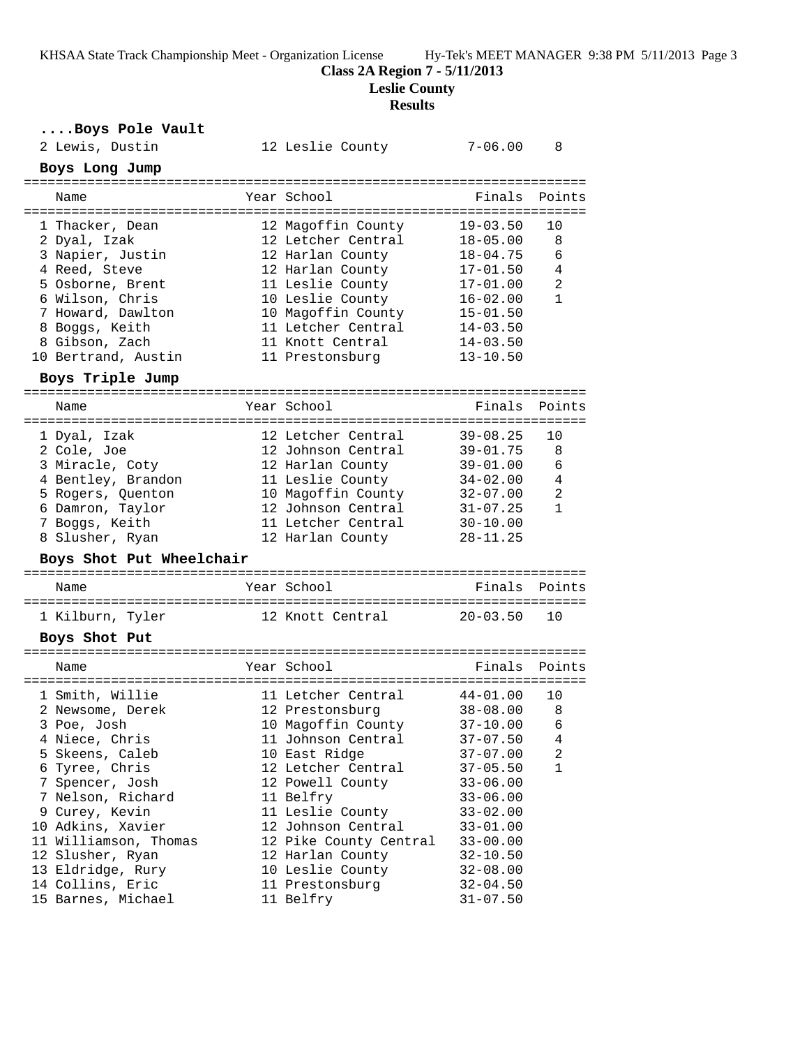**Class 2A Region 7 - 5/11/2013**

**Leslie County**

**Results**

### ....Boys Pole Vault

| Place | Name | Year | School | Finals | Points |
|---|---|---|---|---|---|
| 2 | Lewis, Dustin | 12 | Leslie County | 7-06.00 | 8 |

### Boys Long Jump

| Place | Name | Year | School | Finals | Points |
|---|---|---|---|---|---|
| 1 | Thacker, Dean | 12 | Magoffin County | 19-03.50 | 10 |
| 2 | Dyal, Izak | 12 | Letcher Central | 18-05.00 | 8 |
| 3 | Napier, Justin | 12 | Harlan County | 18-04.75 | 6 |
| 4 | Reed, Steve | 12 | Harlan County | 17-01.50 | 4 |
| 5 | Osborne, Brent | 11 | Leslie County | 17-01.00 | 2 |
| 6 | Wilson, Chris | 10 | Leslie County | 16-02.00 | 1 |
| 7 | Howard, Dawlton | 10 | Magoffin County | 15-01.50 | |
| 8 | Boggs, Keith | 11 | Letcher Central | 14-03.50 | |
| 8 | Gibson, Zach | 11 | Knott Central | 14-03.50 | |
| 10 | Bertrand, Austin | 11 | Prestonsburg | 13-10.50 | |

### Boys Triple Jump

| Place | Name | Year | School | Finals | Points |
|---|---|---|---|---|---|
| 1 | Dyal, Izak | 12 | Letcher Central | 39-08.25 | 10 |
| 2 | Cole, Joe | 12 | Johnson Central | 39-01.75 | 8 |
| 3 | Miracle, Coty | 12 | Harlan County | 39-01.00 | 6 |
| 4 | Bentley, Brandon | 11 | Leslie County | 34-02.00 | 4 |
| 5 | Rogers, Quenton | 10 | Magoffin County | 32-07.00 | 2 |
| 6 | Damron, Taylor | 12 | Johnson Central | 31-07.25 | 1 |
| 7 | Boggs, Keith | 11 | Letcher Central | 30-10.00 | |
| 8 | Slusher, Ryan | 12 | Harlan County | 28-11.25 | |

### Boys Shot Put Wheelchair

| Place | Name | Year | School | Finals | Points |
|---|---|---|---|---|---|
| 1 | Kilburn, Tyler | 12 | Knott Central | 20-03.50 | 10 |

### Boys Shot Put

| Place | Name | Year | School | Finals | Points |
|---|---|---|---|---|---|
| 1 | Smith, Willie | 11 | Letcher Central | 44-01.00 | 10 |
| 2 | Newsome, Derek | 12 | Prestonsburg | 38-08.00 | 8 |
| 3 | Poe, Josh | 10 | Magoffin County | 37-10.00 | 6 |
| 4 | Niece, Chris | 11 | Johnson Central | 37-07.50 | 4 |
| 5 | Skeens, Caleb | 10 | East Ridge | 37-07.00 | 2 |
| 6 | Tyree, Chris | 12 | Letcher Central | 37-05.50 | 1 |
| 7 | Spencer, Josh | 12 | Powell County | 33-06.00 | |
| 7 | Nelson, Richard | 11 | Belfry | 33-06.00 | |
| 9 | Curey, Kevin | 11 | Leslie County | 33-02.00 | |
| 10 | Adkins, Xavier | 12 | Johnson Central | 33-01.00 | |
| 11 | Williamson, Thomas | 12 | Pike County Central | 33-00.00 | |
| 12 | Slusher, Ryan | 12 | Harlan County | 32-10.50 | |
| 13 | Eldridge, Rury | 10 | Leslie County | 32-08.00 | |
| 14 | Collins, Eric | 11 | Prestonsburg | 32-04.50 | |
| 15 | Barnes, Michael | 11 | Belfry | 31-07.50 | |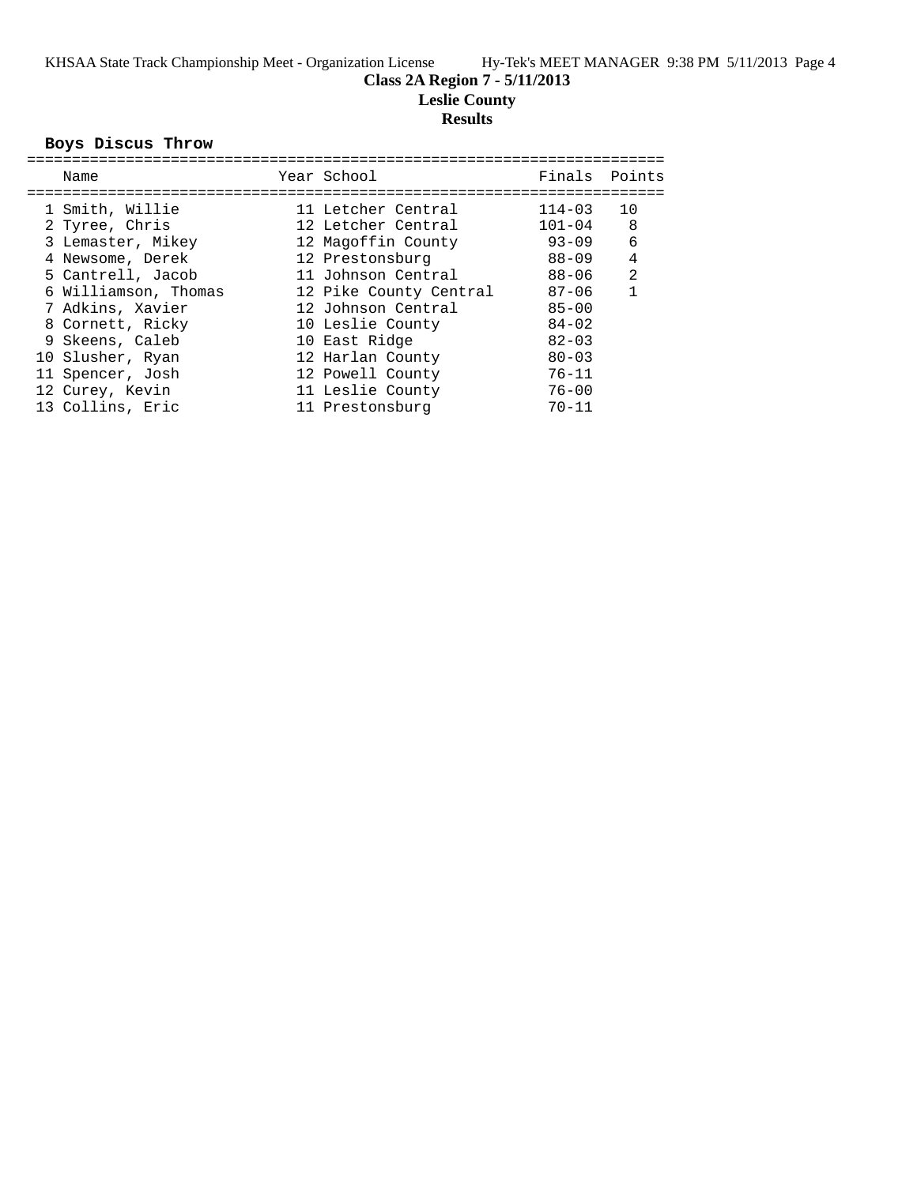**Class 2A Region 7 - 5/11/2013**

**Leslie County**

**Results**

### Boys Discus Throw

| | Name | Year | School | Finals | Points |
|---|---|---|---|---|---|
| 1 | Smith, Willie | 11 | Letcher Central | 114-03 | 10 |
| 2 | Tyree, Chris | 12 | Letcher Central | 101-04 | 8 |
| 3 | Lemaster, Mikey | 12 | Magoffin County | 93-09 | 6 |
| 4 | Newsome, Derek | 12 | Prestonsburg | 88-09 | 4 |
| 5 | Cantrell, Jacob | 11 | Johnson Central | 88-06 | 2 |
| 6 | Williamson, Thomas | 12 | Pike County Central | 87-06 | 1 |
| 7 | Adkins, Xavier | 12 | Johnson Central | 85-00 | |
| 8 | Cornett, Ricky | 10 | Leslie County | 84-02 | |
| 9 | Skeens, Caleb | 10 | East Ridge | 82-03 | |
| 10 | Slusher, Ryan | 12 | Harlan County | 80-03 | |
| 11 | Spencer, Josh | 12 | Powell County | 76-11 | |
| 12 | Curey, Kevin | 11 | Leslie County | 76-00 | |
| 13 | Collins, Eric | 11 | Prestonsburg | 70-11 | |